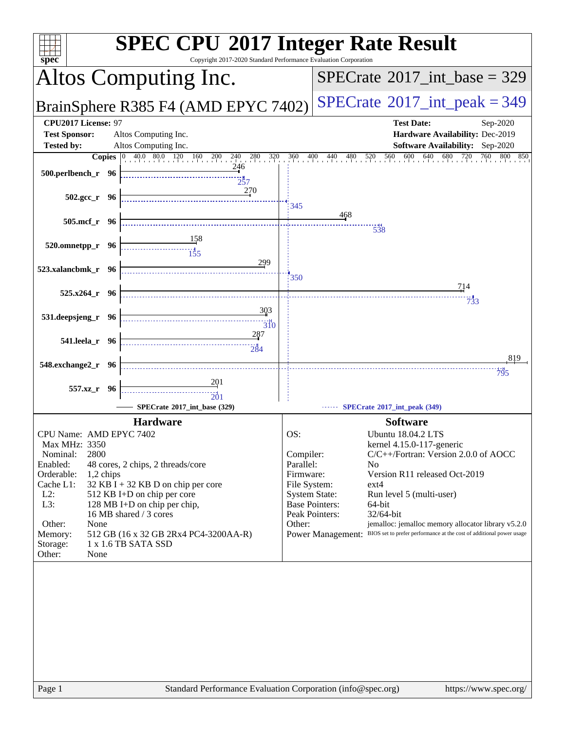# SPEC CPU 2017 Integer Rate Result

Copyright 2017-2020 Standard Performance Evaluation Corporation

## Altos Computing Inc.

## BrainSphere R385 F4 (AMD EPYC 7402)

**SPECrate 2017_int_base = 329**

**SPECrate 2017_int_peak = 349**

| | | | |
|---|---|---|---|
| **CPU2017 License:** | 97 | **Test Date:** | Sep-2020 |
| **Test Sponsor:** | Altos Computing Inc. | **Hardware Availability:** | Dec-2019 |
| **Tested by:** | Altos Computing Inc. | **Software Availability:** | Sep-2020 |

| Benchmark | Copies | Base | Peak |
|---|---|---|---|
| 500.perlbench_r | 96 | 246 | 257 |
| 502.gcc_r | 96 | 270 | 345 |
| 505.mcf_r | 96 | 468 | 538 |
| 520.omnetpp_r | 96 | 158 | 155 |
| 523.xalancbmk_r | 96 | 299 | 350 |
| 525.x264_r | 96 | 714 | 733 |
| 531.deepsjeng_r | 96 | 303 | 310 |
| 541.leela_r | 96 | 287 | 284 |
| 548.exchange2_r | 96 | 819 | 795 |
| 557.xz_r | 96 | 201 | 201 |

SPECrate 2017_int_base (329) — SPECrate 2017_int_peak (349)

### Hardware

| | |
|---|---|
| CPU Name: | AMD EPYC 7402 |
| Max MHz: | 3350 |
| Nominal: | 2800 |
| Enabled: | 48 cores, 2 chips, 2 threads/core |
| Orderable: | 1,2 chips |
| Cache L1: | 32 KB I + 32 KB D on chip per core |
| L2: | 512 KB I+D on chip per core |
| L3: | 128 MB I+D on chip per chip, 16 MB shared / 3 cores |
| Other: | None |
| Memory: | 512 GB (16 x 32 GB 2Rx4 PC4-3200AA-R) |
| Storage: | 1 x 1.6 TB SATA SSD |
| Other: | None |

### Software

| | |
|---|---|
| OS: | Ubuntu 18.04.2 LTS kernel 4.15.0-117-generic |
| Compiler: | C/C++/Fortran: Version 2.0.0 of AOCC |
| Parallel: | No |
| Firmware: | Version R11 released Oct-2019 |
| File System: | ext4 |
| System State: | Run level 5 (multi-user) |
| Base Pointers: | 64-bit |
| Peak Pointers: | 32/64-bit |
| Other: | jemalloc: jemalloc memory allocator library v5.2.0 |
| Power Management: | BIOS set to prefer performance at the cost of additional power usage |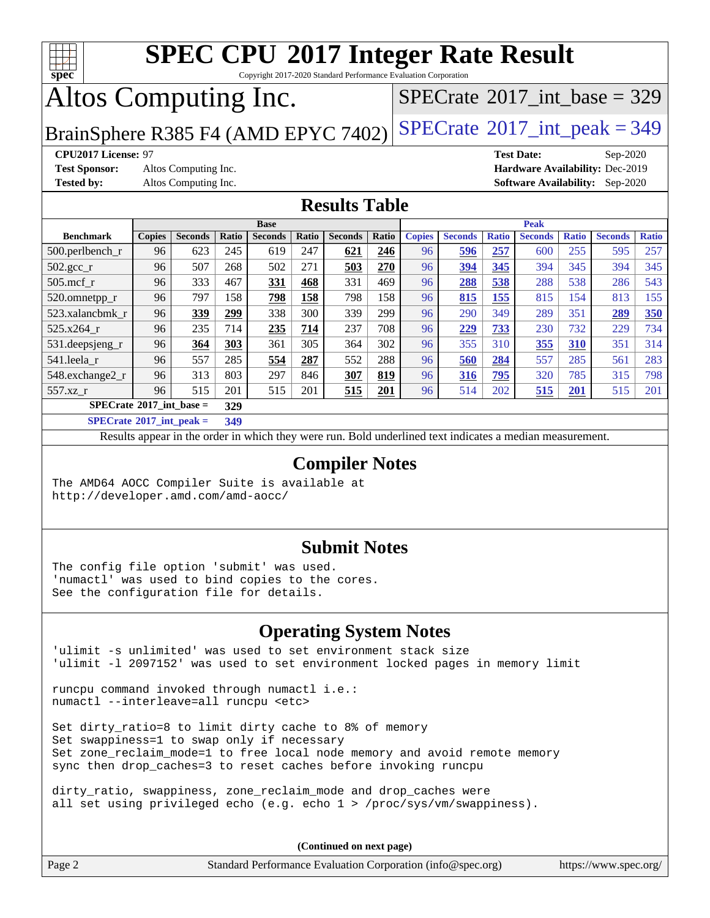# SPEC CPU 2017 Integer Rate Result

Copyright 2017-2020 Standard Performance Evaluation Corporation

# Altos Computing Inc.

BrainSphere R385 F4 (AMD EPYC 7402)

SPECrate 2017_int_base = 329

SPECrate 2017_int_peak = 349

**CPU2017 License:** 97
**Test Sponsor:** Altos Computing Inc.
**Tested by:** Altos Computing Inc.

**Test Date:** Sep-2020
**Hardware Availability:** Dec-2019
**Software Availability:** Sep-2020

## Results Table

| Benchmark | Base | | | | | | | Peak | | | | | | |
|---|---|---|---|---|---|---|---|---|---|---|---|---|---|---|
| | Copies | Seconds | Ratio | Seconds | Ratio | Seconds | Ratio | Copies | Seconds | Ratio | Seconds | Ratio | Seconds | Ratio |
| 500.perlbench_r | 96 | 623 | 245 | 619 | 247 | **621** | **246** | 96 | **596** | **257** | 600 | 255 | 595 | 257 |
| 502.gcc_r | 96 | 507 | 268 | 502 | 271 | **503** | **270** | 96 | **394** | **345** | 394 | 345 | 394 | 345 |
| 505.mcf_r | 96 | 333 | 467 | **331** | **468** | 331 | 469 | 96 | **288** | **538** | 288 | 538 | 286 | 543 |
| 520.omnetpp_r | 96 | 797 | 158 | **798** | **158** | 798 | 158 | 96 | **815** | **155** | 815 | 154 | 813 | 155 |
| 523.xalancbmk_r | 96 | **339** | **299** | 338 | 300 | 339 | 299 | 96 | 290 | 349 | 289 | 351 | **289** | **350** |
| 525.x264_r | 96 | 235 | 714 | **235** | **714** | 237 | 708 | 96 | **229** | **733** | 230 | 732 | 229 | 734 |
| 531.deepsjeng_r | 96 | **364** | **303** | 361 | 305 | 364 | 302 | 96 | 355 | 310 | **355** | **310** | 351 | 314 |
| 541.leela_r | 96 | 557 | 285 | **554** | **287** | 552 | 288 | 96 | **560** | **284** | 557 | 285 | 561 | 283 |
| 548.exchange2_r | 96 | 313 | 803 | 297 | 846 | **307** | **819** | 96 | **316** | **795** | 320 | 785 | 315 | 798 |
| 557.xz_r | 96 | 515 | 201 | 515 | 201 | **515** | **201** | 96 | 514 | 202 | **515** | **201** | 515 | 201 |

**SPECrate 2017_int_base = 329**

**SPECrate 2017_int_peak = 349**

Results appear in the order in which they were run. Bold underlined text indicates a median measurement.

## Compiler Notes

```
The AMD64 AOCC Compiler Suite is available at
http://developer.amd.com/amd-aocc/
```

## Submit Notes

```
The config file option 'submit' was used.
'numactl' was used to bind copies to the cores.
See the configuration file for details.
```

## Operating System Notes

```
'ulimit -s unlimited' was used to set environment stack size
'ulimit -l 2097152' was used to set environment locked pages in memory limit

runcpu command invoked through numactl i.e.:
numactl --interleave=all runcpu <etc>

Set dirty_ratio=8 to limit dirty cache to 8% of memory
Set swappiness=1 to swap only if necessary
Set zone_reclaim_mode=1 to free local node memory and avoid remote memory
sync then drop_caches=3 to reset caches before invoking runcpu

dirty_ratio, swappiness, zone_reclaim_mode and drop_caches were
all set using privileged echo (e.g. echo 1 > /proc/sys/vm/swappiness).
```

(Continued on next page)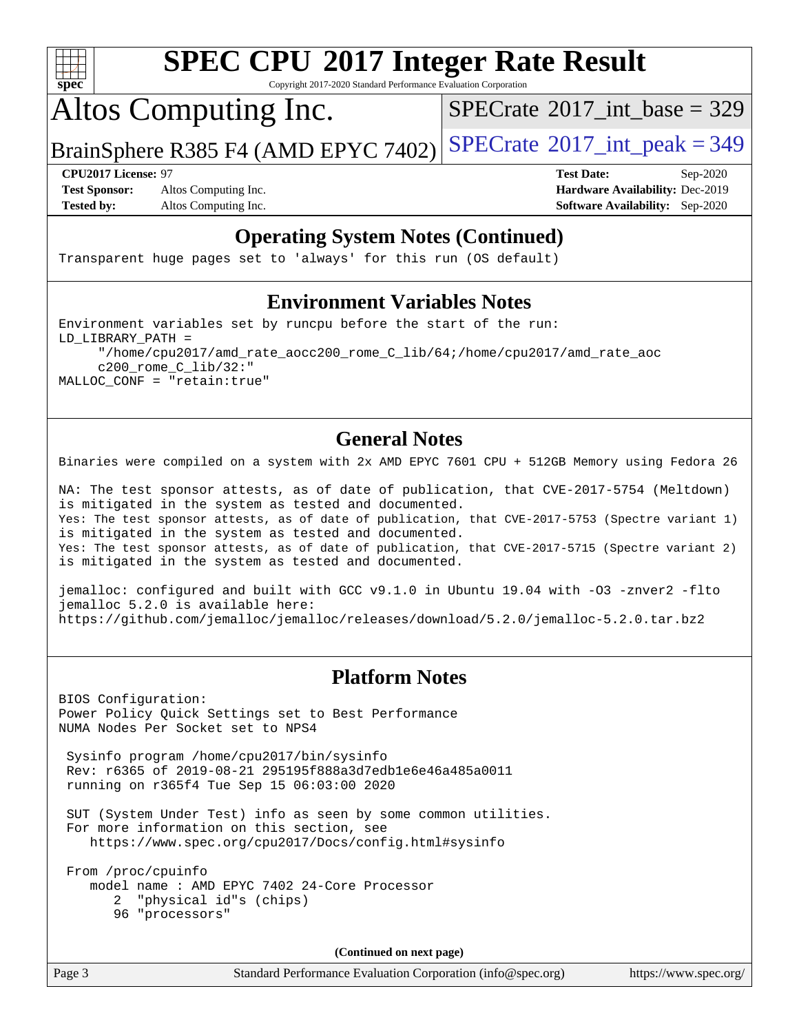## Operating System Notes (Continued)

```
Transparent huge pages set to 'always' for this run (OS default)
```

## Environment Variables Notes

```
Environment variables set by runcpu before the start of the run:
LD_LIBRARY_PATH =
     "/home/cpu2017/amd_rate_aocc200_rome_C_lib/64;/home/cpu2017/amd_rate_aoc
     c200_rome_C_lib/32:"
MALLOC_CONF = "retain:true"
```

## General Notes

```
Binaries were compiled on a system with 2x AMD EPYC 7601 CPU + 512GB Memory using Fedora 26

NA: The test sponsor attests, as of date of publication, that CVE-2017-5754 (Meltdown)
is mitigated in the system as tested and documented.
Yes: The test sponsor attests, as of date of publication, that CVE-2017-5753 (Spectre variant 1)
is mitigated in the system as tested and documented.
Yes: The test sponsor attests, as of date of publication, that CVE-2017-5715 (Spectre variant 2)
is mitigated in the system as tested and documented.

jemalloc: configured and built with GCC v9.1.0 in Ubuntu 19.04 with -O3 -znver2 -flto
jemalloc 5.2.0 is available here:
https://github.com/jemalloc/jemalloc/releases/download/5.2.0/jemalloc-5.2.0.tar.bz2
```

## Platform Notes

```
BIOS Configuration:
Power Policy Quick Settings set to Best Performance
NUMA Nodes Per Socket set to NPS4

 Sysinfo program /home/cpu2017/bin/sysinfo
 Rev: r6365 of 2019-08-21 295195f888a3d7edb1e6e46a485a0011
 running on r365f4 Tue Sep 15 06:03:00 2020

 SUT (System Under Test) info as seen by some common utilities.
 For more information on this section, see
    https://www.spec.org/cpu2017/Docs/config.html#sysinfo

 From /proc/cpuinfo
    model name : AMD EPYC 7402 24-Core Processor
       2  "physical id"s (chips)
       96 "processors"
```

**(Continued on next page)**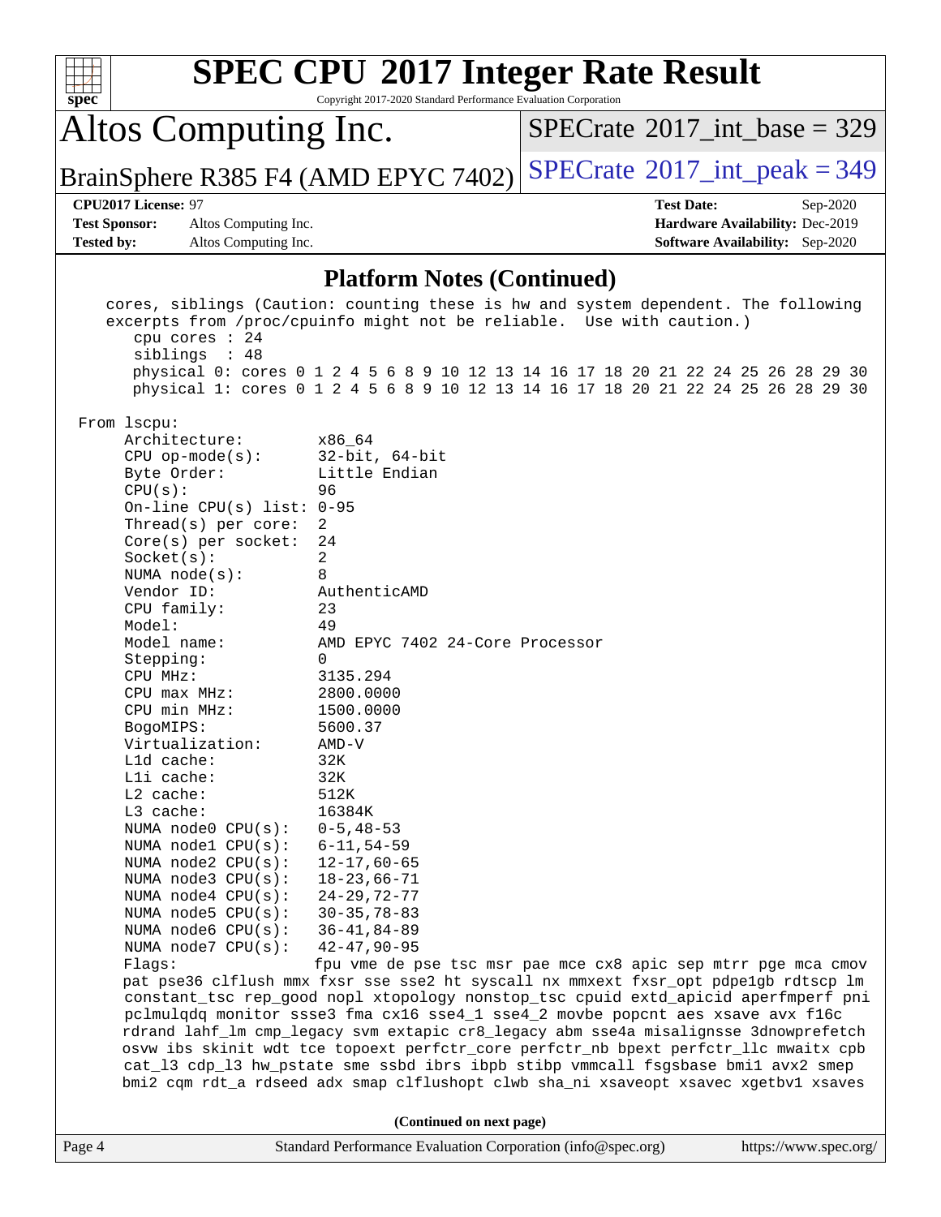## Platform Notes (Continued)

```
   cores, siblings (Caution: counting these is hw and system dependent. The following
   excerpts from /proc/cpuinfo might not be reliable.  Use with caution.)
      cpu cores : 24
      siblings  : 48
      physical 0: cores 0 1 2 4 5 6 8 9 10 12 13 14 16 17 18 20 21 22 24 25 26 28 29 30
      physical 1: cores 0 1 2 4 5 6 8 9 10 12 13 14 16 17 18 20 21 22 24 25 26 28 29 30

 From lscpu:
      Architecture:        x86_64
      CPU op-mode(s):      32-bit, 64-bit
      Byte Order:          Little Endian
      CPU(s):              96
      On-line CPU(s) list: 0-95
      Thread(s) per core:  2
      Core(s) per socket:  24
      Socket(s):           2
      NUMA node(s):        8
      Vendor ID:           AuthenticAMD
      CPU family:          23
      Model:               49
      Model name:          AMD EPYC 7402 24-Core Processor
      Stepping:            0
      CPU MHz:             3135.294
      CPU max MHz:         2800.0000
      CPU min MHz:         1500.0000
      BogoMIPS:            5600.37
      Virtualization:      AMD-V
      L1d cache:           32K
      L1i cache:           32K
      L2 cache:            512K
      L3 cache:            16384K
      NUMA node0 CPU(s):   0-5,48-53
      NUMA node1 CPU(s):   6-11,54-59
      NUMA node2 CPU(s):   12-17,60-65
      NUMA node3 CPU(s):   18-23,66-71
      NUMA node4 CPU(s):   24-29,72-77
      NUMA node5 CPU(s):   30-35,78-83
      NUMA node6 CPU(s):   36-41,84-89
      NUMA node7 CPU(s):   42-47,90-95
      Flags:               fpu vme de pse tsc msr pae mce cx8 apic sep mtrr pge mca cmov
      pat pse36 clflush mmx fxsr sse sse2 ht syscall nx mmxext fxsr_opt pdpe1gb rdtscp lm
      constant_tsc rep_good nopl xtopology nonstop_tsc cpuid extd_apicid aperfmperf pni
      pclmulqdq monitor ssse3 fma cx16 sse4_1 sse4_2 movbe popcnt aes xsave avx f16c
      rdrand lahf_lm cmp_legacy svm extapic cr8_legacy abm sse4a misalignsse 3dnowprefetch
      osvw ibs skinit wdt tce topoext perfctr_core perfctr_nb bpext perfctr_llc mwaitx cpb
      cat_l3 cdp_l3 hw_pstate sme ssbd ibrs ibpb stibp vmmcall fsgsbase bmi1 avx2 smep
      bmi2 cqm rdt_a rdseed adx smap clflushopt clwb sha_ni xsaveopt xsavec xgetbv1 xsaves
```

**(Continued on next page)**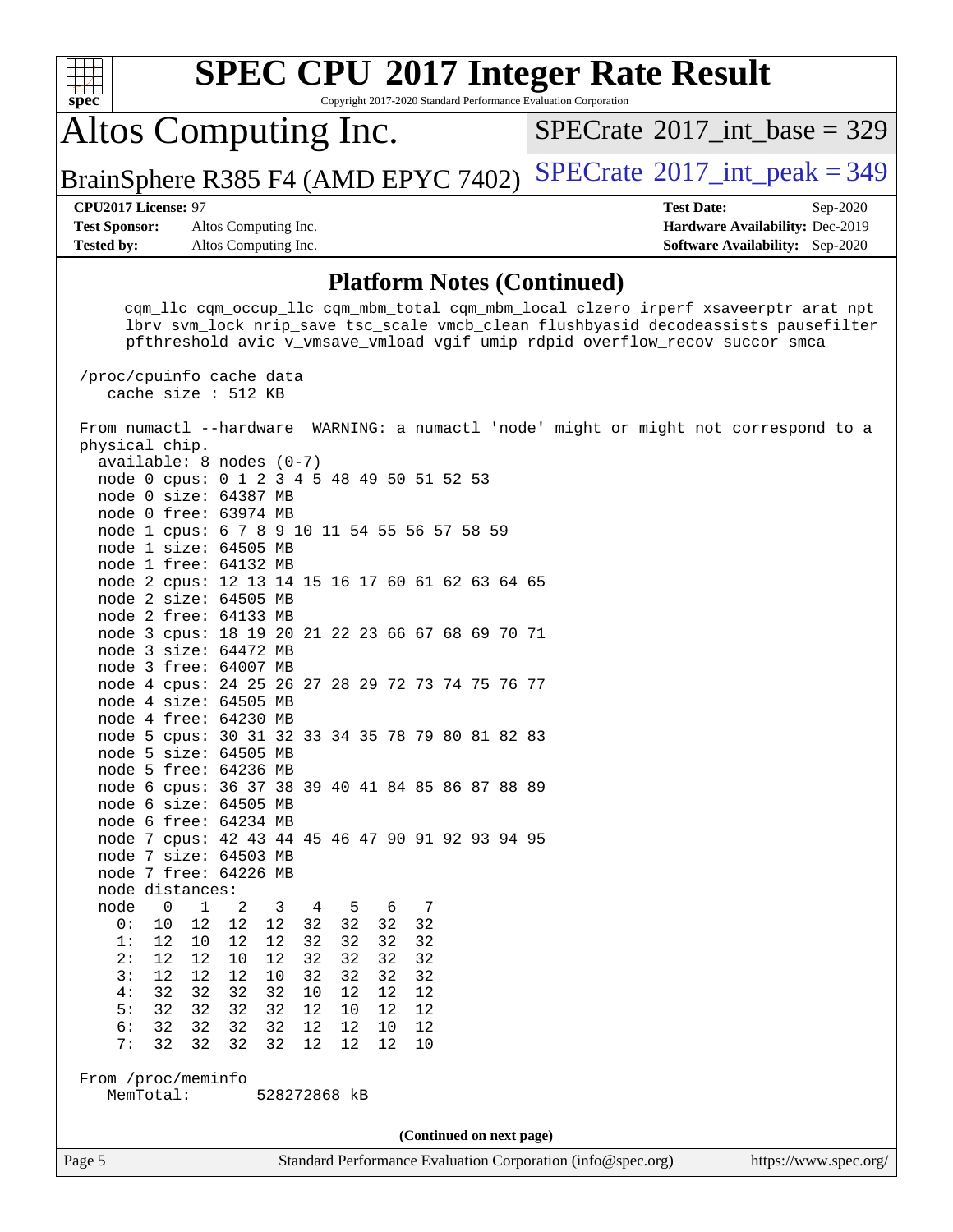## Platform Notes (Continued)

```
      cqm_llc cqm_occup_llc cqm_mbm_total cqm_mbm_local clzero irperf xsaveerptr arat npt
      lbrv svm_lock nrip_save tsc_scale vmcb_clean flushbyasid decodeassists pausefilter
      pfthreshold avic v_vmsave_vmload vgif umip rdpid overflow_recov succor smca

 /proc/cpuinfo cache data
    cache size : 512 KB

 From numactl --hardware  WARNING: a numactl 'node' might or might not correspond to a
 physical chip.
   available: 8 nodes (0-7)
   node 0 cpus: 0 1 2 3 4 5 48 49 50 51 52 53
   node 0 size: 64387 MB
   node 0 free: 63974 MB
   node 1 cpus: 6 7 8 9 10 11 54 55 56 57 58 59
   node 1 size: 64505 MB
   node 1 free: 64132 MB
   node 2 cpus: 12 13 14 15 16 17 60 61 62 63 64 65
   node 2 size: 64505 MB
   node 2 free: 64133 MB
   node 3 cpus: 18 19 20 21 22 23 66 67 68 69 70 71
   node 3 size: 64472 MB
   node 3 free: 64007 MB
   node 4 cpus: 24 25 26 27 28 29 72 73 74 75 76 77
   node 4 size: 64505 MB
   node 4 free: 64230 MB
   node 5 cpus: 30 31 32 33 34 35 78 79 80 81 82 83
   node 5 size: 64505 MB
   node 5 free: 64236 MB
   node 6 cpus: 36 37 38 39 40 41 84 85 86 87 88 89
   node 6 size: 64505 MB
   node 6 free: 64234 MB
   node 7 cpus: 42 43 44 45 46 47 90 91 92 93 94 95
   node 7 size: 64503 MB
   node 7 free: 64226 MB
   node distances:
   node   0   1   2   3   4   5   6   7
     0:  10  12  12  12  32  32  32  32
     1:  12  10  12  12  32  32  32  32
     2:  12  12  10  12  32  32  32  32
     3:  12  12  12  10  32  32  32  32
     4:  32  32  32  32  10  12  12  12
     5:  32  32  32  32  12  10  12  12
     6:  32  32  32  32  12  12  10  12
     7:  32  32  32  32  12  12  12  10

 From /proc/meminfo
    MemTotal:       528272868 kB
```

(Continued on next page)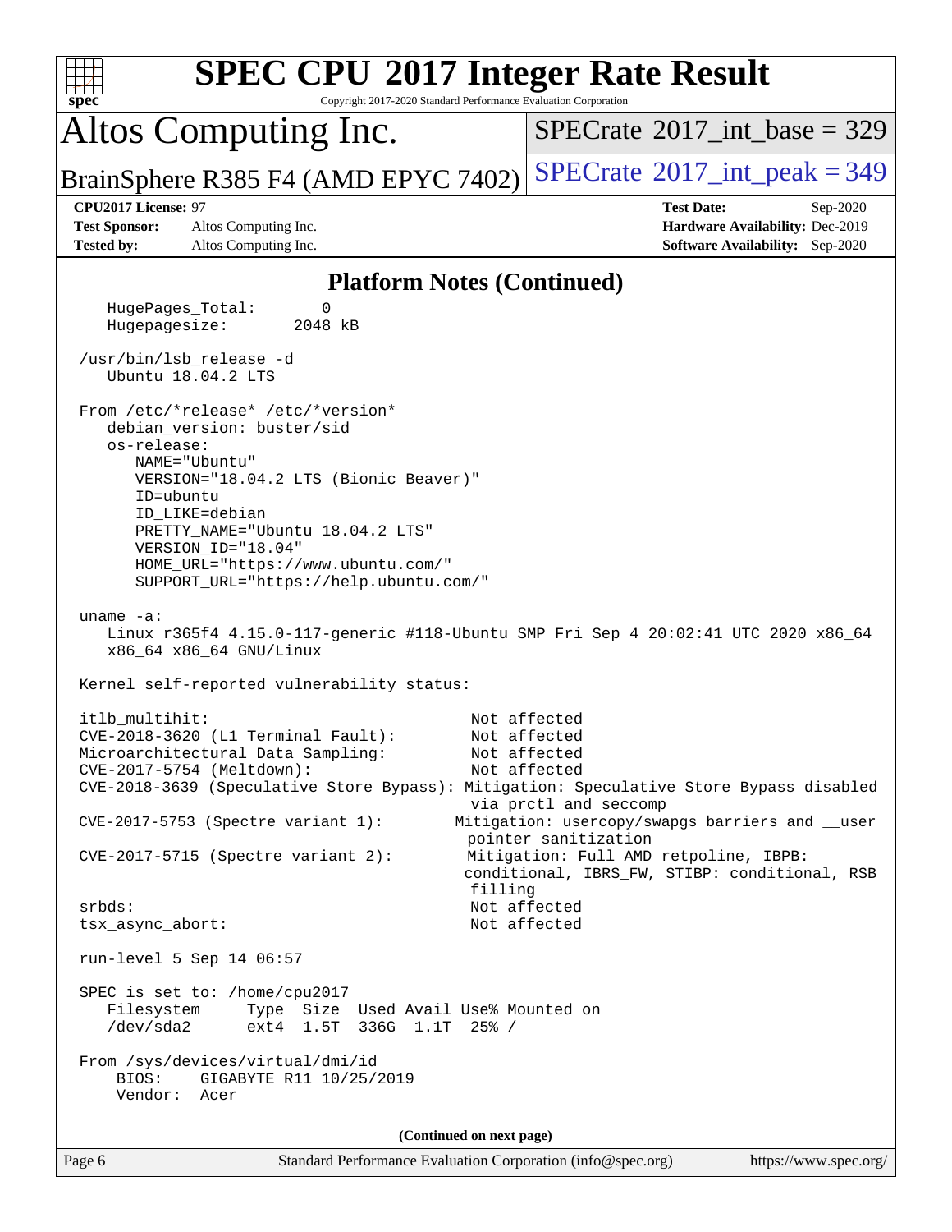# SPEC CPU 2017 Integer Rate Result

Copyright 2017-2020 Standard Performance Evaluation Corporation

## Altos Computing Inc.

BrainSphere R385 F4 (AMD EPYC 7402)

SPECrate 2017_int_base = 329

SPECrate 2017_int_peak = 349

**CPU2017 License:** 97
**Test Sponsor:** Altos Computing Inc.
**Tested by:** Altos Computing Inc.

**Test Date:** Sep-2020
**Hardware Availability:** Dec-2019
**Software Availability:** Sep-2020

### Platform Notes (Continued)

```
    HugePages_Total:       0
    Hugepagesize:       2048 kB

  /usr/bin/lsb_release -d
    Ubuntu 18.04.2 LTS

  From /etc/*release* /etc/*version*
    debian_version: buster/sid
    os-release:
       NAME="Ubuntu"
       VERSION="18.04.2 LTS (Bionic Beaver)"
       ID=ubuntu
       ID_LIKE=debian
       PRETTY_NAME="Ubuntu 18.04.2 LTS"
       VERSION_ID="18.04"
       HOME_URL="https://www.ubuntu.com/"
       SUPPORT_URL="https://help.ubuntu.com/"

  uname -a:
    Linux r365f4 4.15.0-117-generic #118-Ubuntu SMP Fri Sep 4 20:02:41 UTC 2020 x86_64
    x86_64 x86_64 GNU/Linux

  Kernel self-reported vulnerability status:

  itlb_multihit:                             Not affected
  CVE-2018-3620 (L1 Terminal Fault):         Not affected
  Microarchitectural Data Sampling:          Not affected
  CVE-2017-5754 (Meltdown):                  Not affected
  CVE-2018-3639 (Speculative Store Bypass): Mitigation: Speculative Store Bypass disabled
                                             via prctl and seccomp
  CVE-2017-5753 (Spectre variant 1):        Mitigation: usercopy/swapgs barriers and __user
                                             pointer sanitization
  CVE-2017-5715 (Spectre variant 2):         Mitigation: Full AMD retpoline, IBPB:
                                             conditional, IBRS_FW, STIBP: conditional, RSB
                                             filling
  srbds:                                     Not affected
  tsx_async_abort:                           Not affected

  run-level 5 Sep 14 06:57

  SPEC is set to: /home/cpu2017
    Filesystem     Type  Size  Used Avail Use% Mounted on
    /dev/sda2      ext4  1.5T  336G  1.1T  25% /

  From /sys/devices/virtual/dmi/id
      BIOS:    GIGABYTE R11 10/25/2019
      Vendor:  Acer
```

(Continued on next page)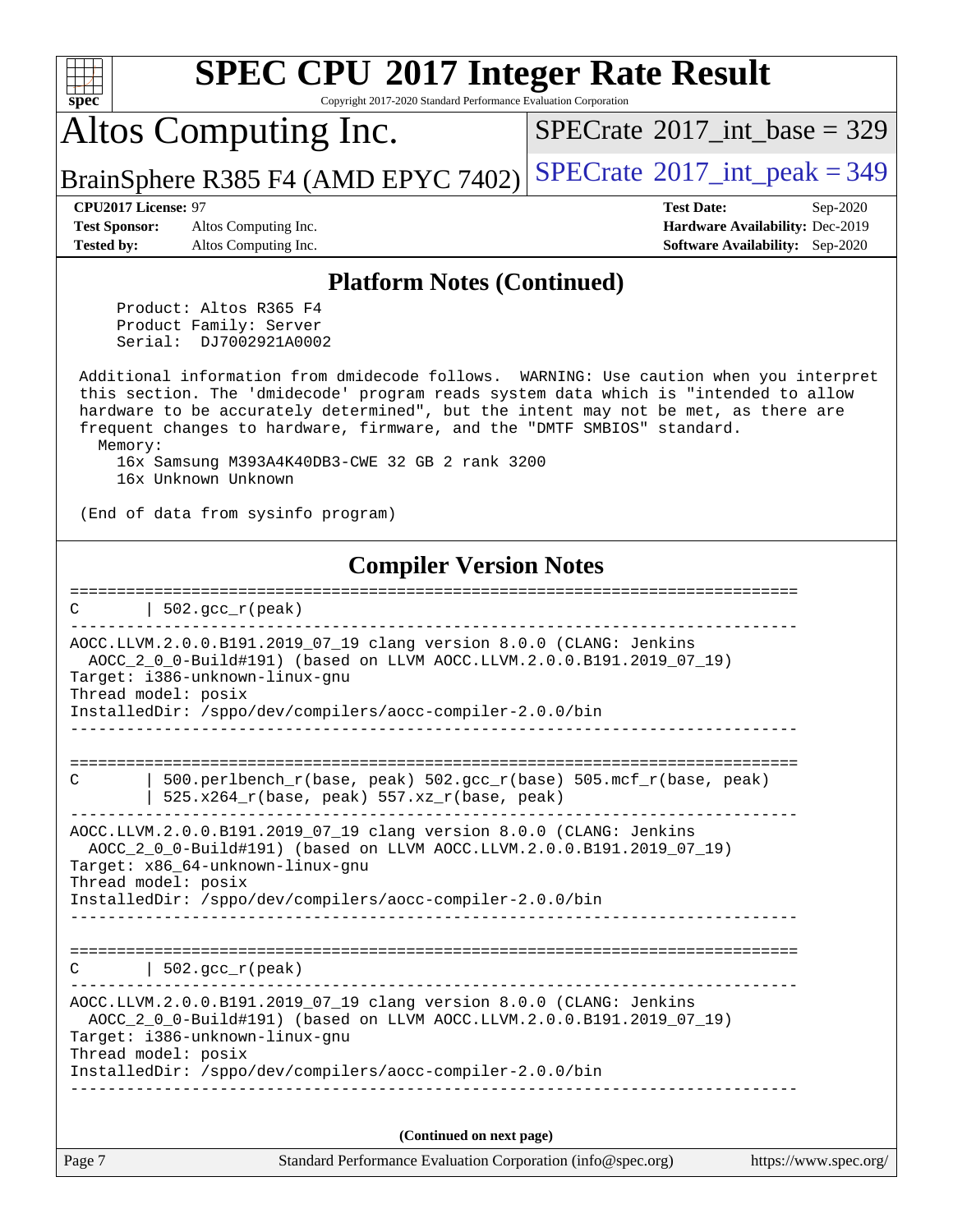## Platform Notes (Continued)

```
     Product: Altos R365 F4
     Product Family: Server
     Serial:  DJ7002921A0002

 Additional information from dmidecode follows.  WARNING: Use caution when you interpret
 this section. The 'dmidecode' program reads system data which is "intended to allow
 hardware to be accurately determined", but the intent may not be met, as there are
 frequent changes to hardware, firmware, and the "DMTF SMBIOS" standard.
   Memory:
     16x Samsung M393A4K40DB3-CWE 32 GB 2 rank 3200
     16x Unknown Unknown

 (End of data from sysinfo program)
```

## Compiler Version Notes

```
==============================================================================
C       | 502.gcc_r(peak)
------------------------------------------------------------------------------
AOCC.LLVM.2.0.0.B191.2019_07_19 clang version 8.0.0 (CLANG: Jenkins
  AOCC_2_0_0-Build#191) (based on LLVM AOCC.LLVM.2.0.0.B191.2019_07_19)
Target: i386-unknown-linux-gnu
Thread model: posix
InstalledDir: /sppo/dev/compilers/aocc-compiler-2.0.0/bin
------------------------------------------------------------------------------

==============================================================================
C       | 500.perlbench_r(base, peak) 502.gcc_r(base) 505.mcf_r(base, peak)
        | 525.x264_r(base, peak) 557.xz_r(base, peak)
------------------------------------------------------------------------------
AOCC.LLVM.2.0.0.B191.2019_07_19 clang version 8.0.0 (CLANG: Jenkins
  AOCC_2_0_0-Build#191) (based on LLVM AOCC.LLVM.2.0.0.B191.2019_07_19)
Target: x86_64-unknown-linux-gnu
Thread model: posix
InstalledDir: /sppo/dev/compilers/aocc-compiler-2.0.0/bin
------------------------------------------------------------------------------

==============================================================================
C       | 502.gcc_r(peak)
------------------------------------------------------------------------------
AOCC.LLVM.2.0.0.B191.2019_07_19 clang version 8.0.0 (CLANG: Jenkins
  AOCC_2_0_0-Build#191) (based on LLVM AOCC.LLVM.2.0.0.B191.2019_07_19)
Target: i386-unknown-linux-gnu
Thread model: posix
InstalledDir: /sppo/dev/compilers/aocc-compiler-2.0.0/bin
------------------------------------------------------------------------------
```

**(Continued on next page)**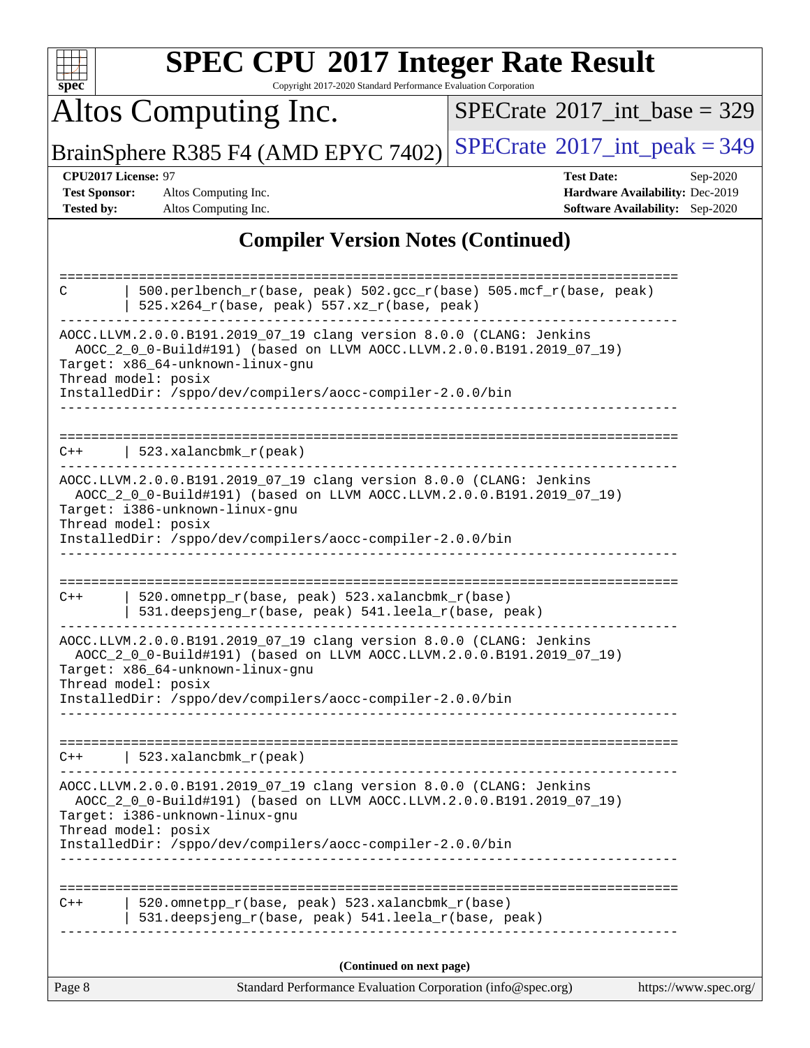## Compiler Version Notes (Continued)

```
==============================================================================
C        | 500.perlbench_r(base, peak) 502.gcc_r(base) 505.mcf_r(base, peak)
         | 525.x264_r(base, peak) 557.xz_r(base, peak)
------------------------------------------------------------------------------
AOCC.LLVM.2.0.0.B191.2019_07_19 clang version 8.0.0 (CLANG: Jenkins
  AOCC_2_0_0-Build#191) (based on LLVM AOCC.LLVM.2.0.0.B191.2019_07_19)
Target: x86_64-unknown-linux-gnu
Thread model: posix
InstalledDir: /sppo/dev/compilers/aocc-compiler-2.0.0/bin
------------------------------------------------------------------------------

==============================================================================
C++      | 523.xalancbmk_r(peak)
------------------------------------------------------------------------------
AOCC.LLVM.2.0.0.B191.2019_07_19 clang version 8.0.0 (CLANG: Jenkins
  AOCC_2_0_0-Build#191) (based on LLVM AOCC.LLVM.2.0.0.B191.2019_07_19)
Target: i386-unknown-linux-gnu
Thread model: posix
InstalledDir: /sppo/dev/compilers/aocc-compiler-2.0.0/bin
------------------------------------------------------------------------------

==============================================================================
C++      | 520.omnetpp_r(base, peak) 523.xalancbmk_r(base)
         | 531.deepsjeng_r(base, peak) 541.leela_r(base, peak)
------------------------------------------------------------------------------
AOCC.LLVM.2.0.0.B191.2019_07_19 clang version 8.0.0 (CLANG: Jenkins
  AOCC_2_0_0-Build#191) (based on LLVM AOCC.LLVM.2.0.0.B191.2019_07_19)
Target: x86_64-unknown-linux-gnu
Thread model: posix
InstalledDir: /sppo/dev/compilers/aocc-compiler-2.0.0/bin
------------------------------------------------------------------------------

==============================================================================
C++      | 523.xalancbmk_r(peak)
------------------------------------------------------------------------------
AOCC.LLVM.2.0.0.B191.2019_07_19 clang version 8.0.0 (CLANG: Jenkins
  AOCC_2_0_0-Build#191) (based on LLVM AOCC.LLVM.2.0.0.B191.2019_07_19)
Target: i386-unknown-linux-gnu
Thread model: posix
InstalledDir: /sppo/dev/compilers/aocc-compiler-2.0.0/bin
------------------------------------------------------------------------------

==============================================================================
C++      | 520.omnetpp_r(base, peak) 523.xalancbmk_r(base)
         | 531.deepsjeng_r(base, peak) 541.leela_r(base, peak)
------------------------------------------------------------------------------
```

**(Continued on next page)**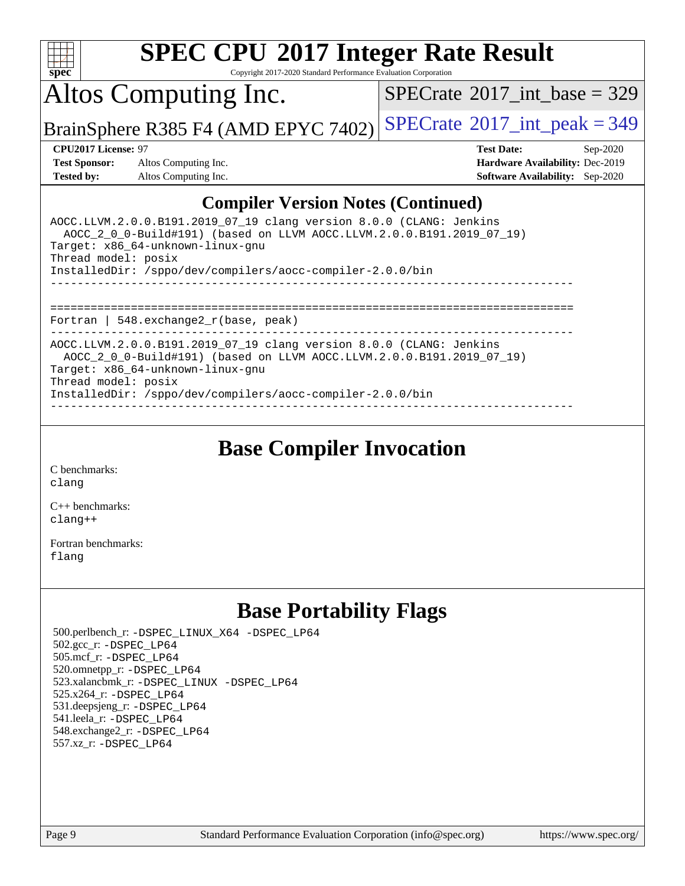# SPEC CPU 2017 Integer Rate Result

Copyright 2017-2020 Standard Performance Evaluation Corporation

## Altos Computing Inc.

BrainSphere R385 F4 (AMD EPYC 7402)

SPECrate 2017_int_base = 329

SPECrate 2017_int_peak = 349

**CPU2017 License:** 97
**Test Sponsor:** Altos Computing Inc.
**Tested by:** Altos Computing Inc.

**Test Date:** Sep-2020
**Hardware Availability:** Dec-2019
**Software Availability:** Sep-2020

## Compiler Version Notes (Continued)

```
AOCC.LLVM.2.0.0.B191.2019_07_19 clang version 8.0.0 (CLANG: Jenkins
  AOCC_2_0_0-Build#191) (based on LLVM AOCC.LLVM.2.0.0.B191.2019_07_19)
Target: x86_64-unknown-linux-gnu
Thread model: posix
InstalledDir: /sppo/dev/compilers/aocc-compiler-2.0.0/bin
------------------------------------------------------------------------------

==============================================================================
Fortran | 548.exchange2_r(base, peak)
------------------------------------------------------------------------------
AOCC.LLVM.2.0.0.B191.2019_07_19 clang version 8.0.0 (CLANG: Jenkins
  AOCC_2_0_0-Build#191) (based on LLVM AOCC.LLVM.2.0.0.B191.2019_07_19)
Target: x86_64-unknown-linux-gnu
Thread model: posix
InstalledDir: /sppo/dev/compilers/aocc-compiler-2.0.0/bin
------------------------------------------------------------------------------
```

## Base Compiler Invocation

C benchmarks:
clang

C++ benchmarks:
clang++

Fortran benchmarks:
flang

## Base Portability Flags

500.perlbench_r: -DSPEC_LINUX_X64 -DSPEC_LP64
502.gcc_r: -DSPEC_LP64
505.mcf_r: -DSPEC_LP64
520.omnetpp_r: -DSPEC_LP64
523.xalancbmk_r: -DSPEC_LINUX -DSPEC_LP64
525.x264_r: -DSPEC_LP64
531.deepsjeng_r: -DSPEC_LP64
541.leela_r: -DSPEC_LP64
548.exchange2_r: -DSPEC_LP64
557.xz_r: -DSPEC_LP64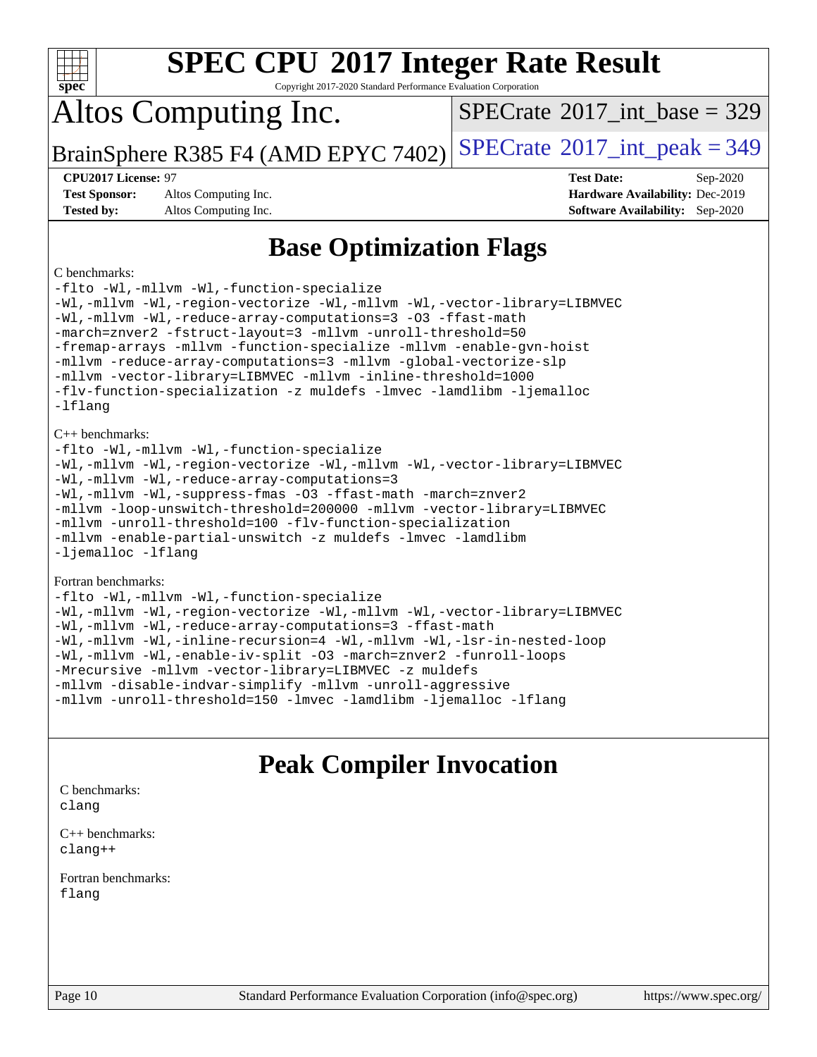# SPEC CPU 2017 Integer Rate Result

Copyright 2017-2020 Standard Performance Evaluation Corporation

## Altos Computing Inc.

BrainSphere R385 F4 (AMD EPYC 7402)

SPECrate 2017_int_base = 329

SPECrate 2017_int_peak = 349

**CPU2017 License:** 97
**Test Sponsor:** Altos Computing Inc.
**Tested by:** Altos Computing Inc.

**Test Date:** Sep-2020
**Hardware Availability:** Dec-2019
**Software Availability:** Sep-2020

## Base Optimization Flags

C benchmarks:

```
-flto -Wl,-mllvm -Wl,-function-specialize
-Wl,-mllvm -Wl,-region-vectorize -Wl,-mllvm -Wl,-vector-library=LIBMVEC
-Wl,-mllvm -Wl,-reduce-array-computations=3 -O3 -ffast-math
-march=znver2 -fstruct-layout=3 -mllvm -unroll-threshold=50
-fremap-arrays -mllvm -function-specialize -mllvm -enable-gvn-hoist
-mllvm -reduce-array-computations=3 -mllvm -global-vectorize-slp
-mllvm -vector-library=LIBMVEC -mllvm -inline-threshold=1000
-flv-function-specialization -z muldefs -lmvec -lamdlibm -ljemalloc
-lflang
```

C++ benchmarks:

```
-flto -Wl,-mllvm -Wl,-function-specialize
-Wl,-mllvm -Wl,-region-vectorize -Wl,-mllvm -Wl,-vector-library=LIBMVEC
-Wl,-mllvm -Wl,-reduce-array-computations=3
-Wl,-mllvm -Wl,-suppress-fmas -O3 -ffast-math -march=znver2
-mllvm -loop-unswitch-threshold=200000 -mllvm -vector-library=LIBMVEC
-mllvm -unroll-threshold=100 -flv-function-specialization
-mllvm -enable-partial-unswitch -z muldefs -lmvec -lamdlibm
-ljemalloc -lflang
```

Fortran benchmarks:

```
-flto -Wl,-mllvm -Wl,-function-specialize
-Wl,-mllvm -Wl,-region-vectorize -Wl,-mllvm -Wl,-vector-library=LIBMVEC
-Wl,-mllvm -Wl,-reduce-array-computations=3 -ffast-math
-Wl,-mllvm -Wl,-inline-recursion=4 -Wl,-mllvm -Wl,-lsr-in-nested-loop
-Wl,-mllvm -Wl,-enable-iv-split -O3 -march=znver2 -funroll-loops
-Mrecursive -mllvm -vector-library=LIBMVEC -z muldefs
-mllvm -disable-indvar-simplify -mllvm -unroll-aggressive
-mllvm -unroll-threshold=150 -lmvec -lamdlibm -ljemalloc -lflang
```

## Peak Compiler Invocation

C benchmarks:
clang

C++ benchmarks:
clang++

Fortran benchmarks:
flang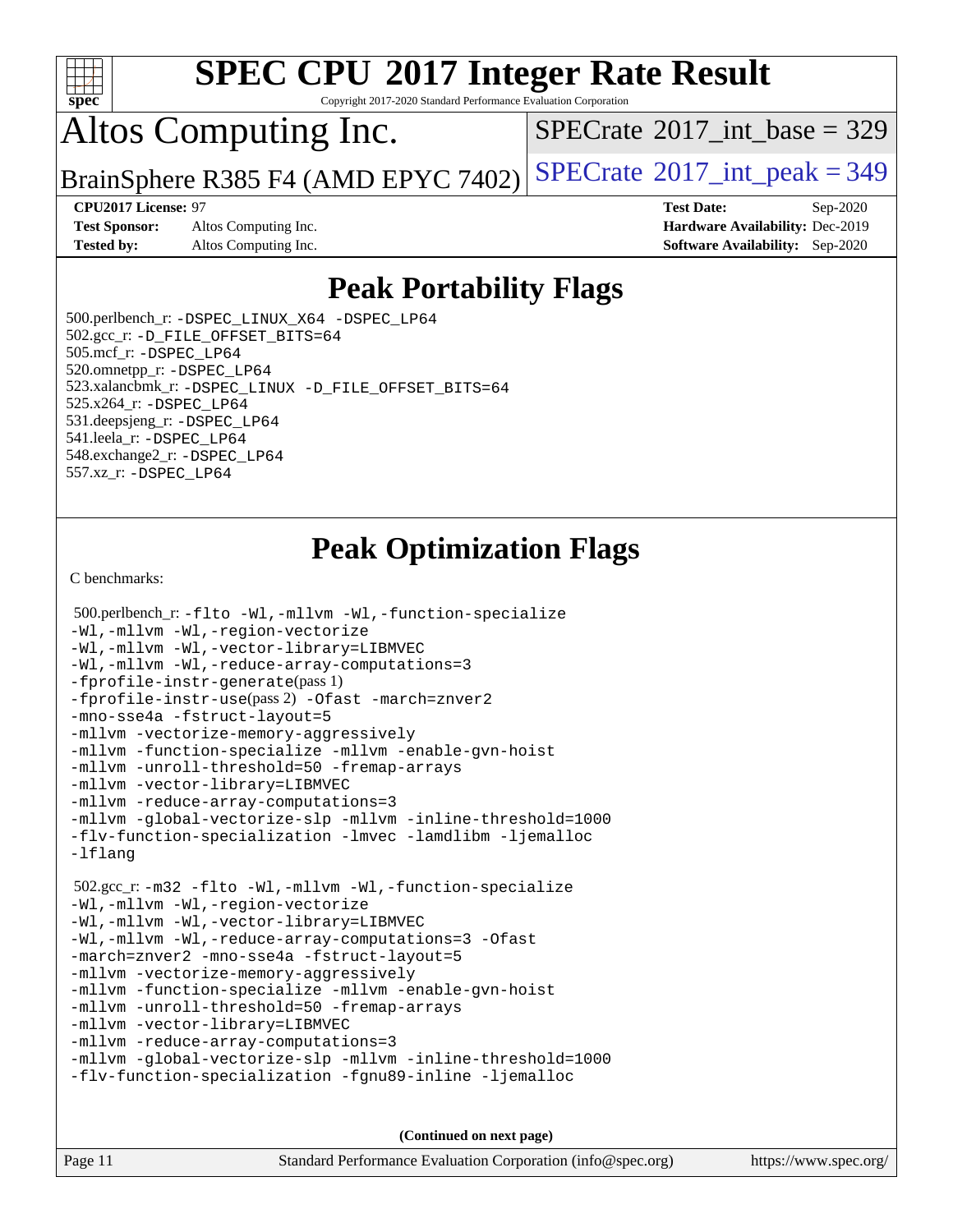# SPEC CPU 2017 Integer Rate Result

Copyright 2017-2020 Standard Performance Evaluation Corporation

## Altos Computing Inc.

BrainSphere R385 F4 (AMD EPYC 7402)

SPECrate 2017_int_base = 329

SPECrate 2017_int_peak = 349

**CPU2017 License:** 97
**Test Sponsor:** Altos Computing Inc.
**Tested by:** Altos Computing Inc.
**Test Date:** Sep-2020
**Hardware Availability:** Dec-2019
**Software Availability:** Sep-2020

## Peak Portability Flags

500.perlbench_r: -DSPEC_LINUX_X64 -DSPEC_LP64
502.gcc_r: -D_FILE_OFFSET_BITS=64
505.mcf_r: -DSPEC_LP64
520.omnetpp_r: -DSPEC_LP64
523.xalancbmk_r: -DSPEC_LINUX -D_FILE_OFFSET_BITS=64
525.x264_r: -DSPEC_LP64
531.deepsjeng_r: -DSPEC_LP64
541.leela_r: -DSPEC_LP64
548.exchange2_r: -DSPEC_LP64
557.xz_r: -DSPEC_LP64

## Peak Optimization Flags

C benchmarks:

500.perlbench_r: -flto -Wl,-mllvm -Wl,-function-specialize -Wl,-mllvm -Wl,-region-vectorize -Wl,-mllvm -Wl,-vector-library=LIBMVEC -Wl,-mllvm -Wl,-reduce-array-computations=3 -fprofile-instr-generate(pass 1) -fprofile-instr-use(pass 2) -Ofast -march=znver2 -mno-sse4a -fstruct-layout=5 -mllvm -vectorize-memory-aggressively -mllvm -function-specialize -mllvm -enable-gvn-hoist -mllvm -unroll-threshold=50 -fremap-arrays -mllvm -vector-library=LIBMVEC -mllvm -reduce-array-computations=3 -mllvm -global-vectorize-slp -mllvm -inline-threshold=1000 -flv-function-specialization -lmvec -lamdlibm -ljemalloc -lflang

502.gcc_r: -m32 -flto -Wl,-mllvm -Wl,-function-specialize -Wl,-mllvm -Wl,-region-vectorize -Wl,-mllvm -Wl,-vector-library=LIBMVEC -Wl,-mllvm -Wl,-reduce-array-computations=3 -Ofast -march=znver2 -mno-sse4a -fstruct-layout=5 -mllvm -vectorize-memory-aggressively -mllvm -function-specialize -mllvm -enable-gvn-hoist -mllvm -unroll-threshold=50 -fremap-arrays -mllvm -vector-library=LIBMVEC -mllvm -reduce-array-computations=3 -mllvm -global-vectorize-slp -mllvm -inline-threshold=1000 -flv-function-specialization -fgnu89-inline -ljemalloc

(Continued on next page)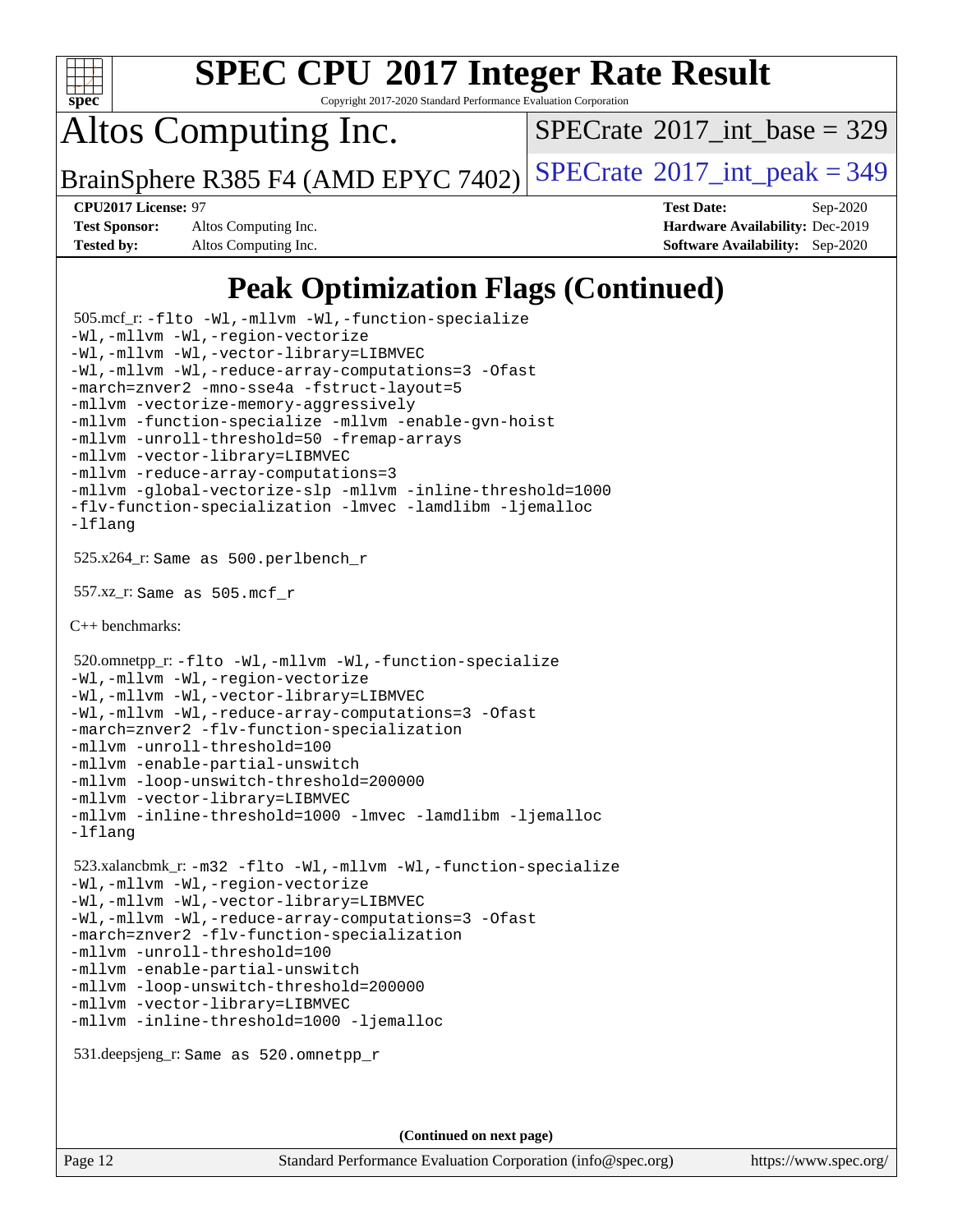# Peak Optimization Flags (Continued)

505.mcf_r: `-flto -Wl,-mllvm -Wl,-function-specialize -Wl,-mllvm -Wl,-region-vectorize -Wl,-mllvm -Wl,-vector-library=LIBMVEC -Wl,-mllvm -Wl,-reduce-array-computations=3 -Ofast -march=znver2 -mno-sse4a -fstruct-layout=5 -mllvm -vectorize-memory-aggressively -mllvm -function-specialize -mllvm -enable-gvn-hoist -mllvm -unroll-threshold=50 -fremap-arrays -mllvm -vector-library=LIBMVEC -mllvm -reduce-array-computations=3 -mllvm -global-vectorize-slp -mllvm -inline-threshold=1000 -flv-function-specialization -lmvec -lamdlibm -ljemalloc -lflang`

525.x264_r: Same as 500.perlbench_r

557.xz_r: Same as 505.mcf_r

C++ benchmarks:

520.omnetpp_r: `-flto -Wl,-mllvm -Wl,-function-specialize -Wl,-mllvm -Wl,-region-vectorize -Wl,-mllvm -Wl,-vector-library=LIBMVEC -Wl,-mllvm -Wl,-reduce-array-computations=3 -Ofast -march=znver2 -flv-function-specialization -mllvm -unroll-threshold=100 -mllvm -enable-partial-unswitch -mllvm -loop-unswitch-threshold=200000 -mllvm -vector-library=LIBMVEC -mllvm -inline-threshold=1000 -lmvec -lamdlibm -ljemalloc -lflang`

523.xalancbmk_r: `-m32 -flto -Wl,-mllvm -Wl,-function-specialize -Wl,-mllvm -Wl,-region-vectorize -Wl,-mllvm -Wl,-vector-library=LIBMVEC -Wl,-mllvm -Wl,-reduce-array-computations=3 -Ofast -march=znver2 -flv-function-specialization -mllvm -unroll-threshold=100 -mllvm -enable-partial-unswitch -mllvm -loop-unswitch-threshold=200000 -mllvm -vector-library=LIBMVEC -mllvm -inline-threshold=1000 -ljemalloc`

531.deepsjeng_r: Same as 520.omnetpp_r

(Continued on next page)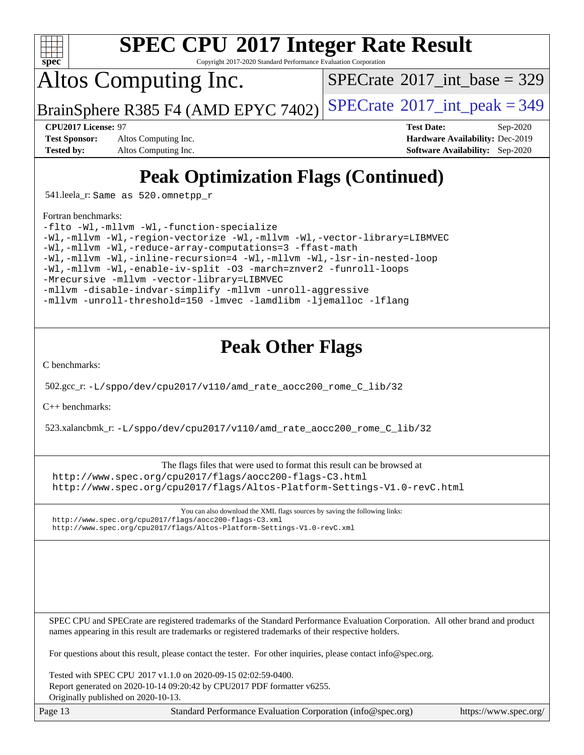# Peak Optimization Flags (Continued)

541.leela_r: Same as 520.omnetpp_r

Fortran benchmarks:

```
-flto -Wl,-mllvm -Wl,-function-specialize
-Wl,-mllvm -Wl,-region-vectorize -Wl,-mllvm -Wl,-vector-library=LIBMVEC
-Wl,-mllvm -Wl,-reduce-array-computations=3 -ffast-math
-Wl,-mllvm -Wl,-inline-recursion=4 -Wl,-mllvm -Wl,-lsr-in-nested-loop
-Wl,-mllvm -Wl,-enable-iv-split -O3 -march=znver2 -funroll-loops
-Mrecursive -mllvm -vector-library=LIBMVEC
-mllvm -disable-indvar-simplify -mllvm -unroll-aggressive
-mllvm -unroll-threshold=150 -lmvec -lamdlibm -ljemalloc -lflang
```

# Peak Other Flags

C benchmarks:

502.gcc_r: `-L/sppo/dev/cpu2017/v110/amd_rate_aocc200_rome_C_lib/32`

C++ benchmarks:

523.xalancbmk_r: `-L/sppo/dev/cpu2017/v110/amd_rate_aocc200_rome_C_lib/32`

The flags files that were used to format this result can be browsed at
http://www.spec.org/cpu2017/flags/aocc200-flags-C3.html
http://www.spec.org/cpu2017/flags/Altos-Platform-Settings-V1.0-revC.html

You can also download the XML flags sources by saving the following links:
http://www.spec.org/cpu2017/flags/aocc200-flags-C3.xml
http://www.spec.org/cpu2017/flags/Altos-Platform-Settings-V1.0-revC.xml

SPEC CPU and SPECrate are registered trademarks of the Standard Performance Evaluation Corporation. All other brand and product names appearing in this result are trademarks or registered trademarks of their respective holders.

For questions about this result, please contact the tester. For other inquiries, please contact info@spec.org.

Tested with SPEC CPU 2017 v1.1.0 on 2020-09-15 02:02:59-0400.
Report generated on 2020-10-14 09:20:42 by CPU2017 PDF formatter v6255.
Originally published on 2020-10-13.